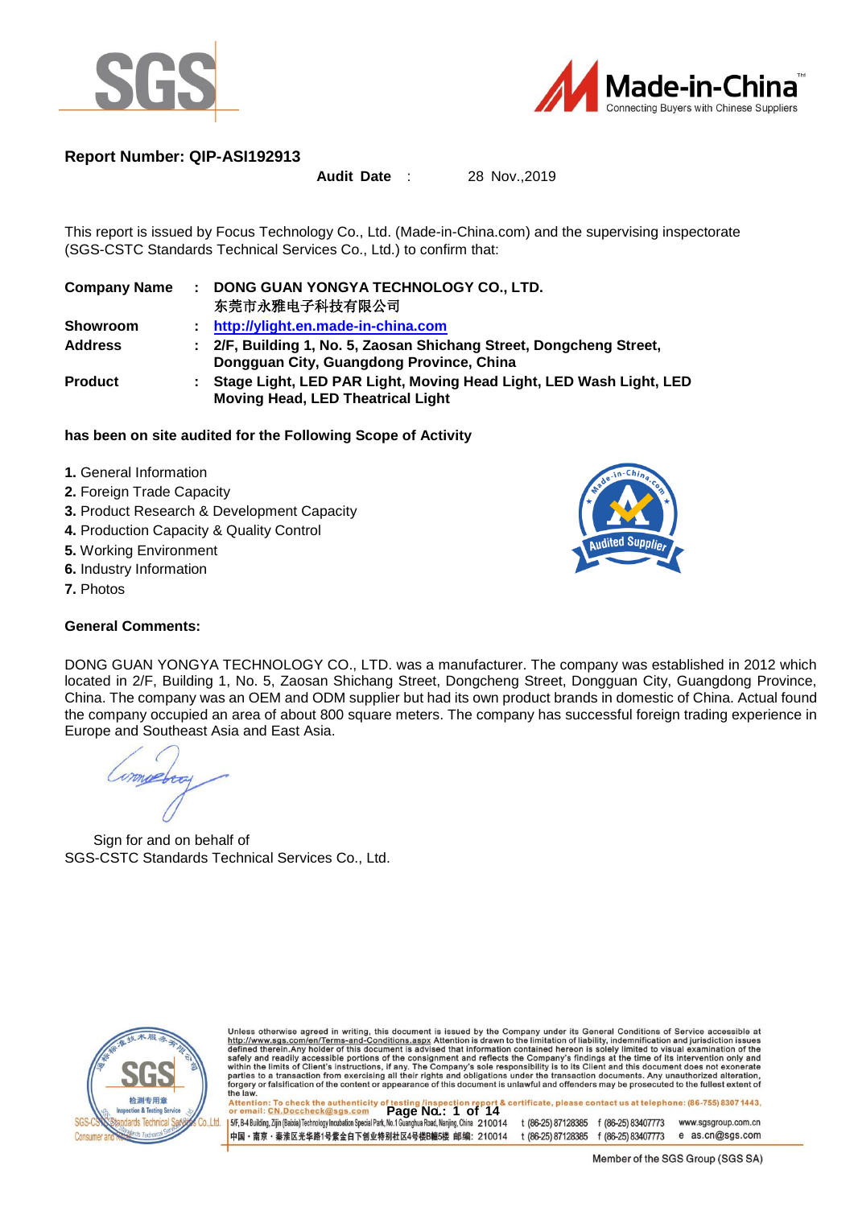**Report Number: QIP-ASI192913**

**Audit Date** : 28 Nov.,2019

This report is issued by Focus Technology Co., Ltd. (Made-in-China.com) and the supervising inspectorate (SGS-CSTC Standards Technical Services Co., Ltd.) to confirm that:

| | | |
|---|---|---|
| **Company Name** | : | **DONG GUAN YONGYA TECHNOLOGY CO., LTD.** 东莞市永雅电子科技有限公司 |
| **Showroom** | : | **http://ylight.en.made-in-china.com** |
| **Address** | : | **2/F, Building 1, No. 5, Zaosan Shichang Street, Dongcheng Street, Dongguan City, Guangdong Province, China** |
| **Product** | : | **Stage Light, LED PAR Light, Moving Head Light, LED Wash Light, LED Moving Head, LED Theatrical Light** |

**has been on site audited for the Following Scope of Activity**

1. General Information
2. Foreign Trade Capacity
3. Product Research & Development Capacity
4. Production Capacity & Quality Control
5. Working Environment
6. Industry Information
7. Photos

**General Comments:**

DONG GUAN YONGYA TECHNOLOGY CO., LTD. was a manufacturer. The company was established in 2012 which located in 2/F, Building 1, No. 5, Zaosan Shichang Street, Dongcheng Street, Dongguan City, Guangdong Province, China. The company was an OEM and ODM supplier but had its own product brands in domestic of China. Actual found the company occupied an area of about 800 square meters. The company has successful foreign trading experience in Europe and Southeast Asia and East Asia.

Sign for and on behalf of
SGS-CSTC Standards Technical Services Co., Ltd.

Unless otherwise agreed in writing, this document is issued by the Company under its General Conditions of Service accessible at http://www.sgs.com/en/Terms-and-Conditions.aspx Attention is drawn to the limitation of liability, indemnification and jurisdiction issues defined therein.Any holder of this document is advised that information contained hereon is solely limited to visual examination of the safely and readily accessible portions of the consignment and reflects the Company's findings at the time of its intervention only and within the limits of Client's instructions, if any. The Company's sole responsibility is to its Client and this document does not exonerate parties to a transaction from exercising all their rights and obligations under the transaction documents. Any unauthorized alteration, forgery or falsification of the content or appearance of this document is unlawful and offenders may be prosecuted to the fullest extent of the law.

Attention: To check the authenticity of testing /inspection report & certificate, please contact us at telephone: (86-755) 8307 1443, or email: CN.Doccheck@sgs.com

5/F, B-4 Building, Zijin (Baixia) Technology Incubation Special Park, No.1 Guanghua Road, Nanjing, China 210014 t (86-25) 87128385 f (86-25) 83407773 www.sgsgroup.com.cn
中国・南京・秦淮区光华路1号紫金白下创业特别社区4号楼B幢5楼 邮编: 210014 t (86-25) 87128385 f (86-25) 83407773 e as.cn@sgs.com

Member of the SGS Group (SGS SA)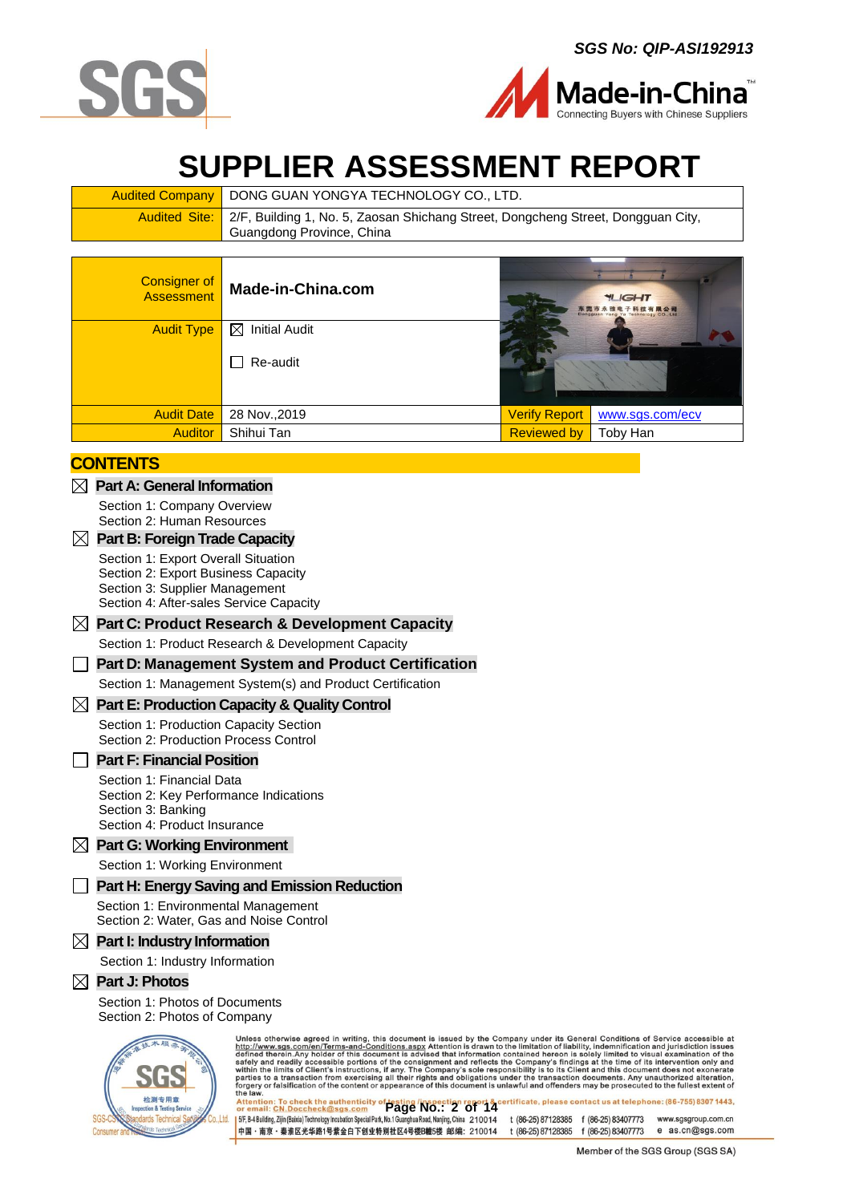*SGS No: QIP-ASI192913*

# SUPPLIER ASSESSMENT REPORT

| | |
|---|---|
| Audited Company | DONG GUAN YONGYA TECHNOLOGY CO., LTD. |
| Audited Site: | 2/F, Building 1, No. 5, Zaosan Shichang Street, Dongcheng Street, Dongguan City, Guangdong Province, China |

| | | | |
|---|---|---|---|
| Consigner of Assessment | **Made-in-China.com** | | |
| Audit Type | ☒ Initial Audit<br>☐ Re-audit | | |
| Audit Date | 28 Nov.,2019 | Verify Report | www.sgs.com/ecv |
| Auditor | Shihui Tan | Reviewed by | Toby Han |

## CONTENTS

☒ **Part A: General Information**
- Section 1: Company Overview
- Section 2: Human Resources

☒ **Part B: Foreign Trade Capacity**
- Section 1: Export Overall Situation
- Section 2: Export Business Capacity
- Section 3: Supplier Management
- Section 4: After-sales Service Capacity

☒ **Part C: Product Research & Development Capacity**
- Section 1: Product Research & Development Capacity

☐ **Part D: Management System and Product Certification**
- Section 1: Management System(s) and Product Certification

☒ **Part E: Production Capacity & Quality Control**
- Section 1: Production Capacity Section
- Section 2: Production Process Control

☐ **Part F: Financial Position**
- Section 1: Financial Data
- Section 2: Key Performance Indications
- Section 3: Banking
- Section 4: Product Insurance

☒ **Part G: Working Environment**
- Section 1: Working Environment

☐ **Part H: Energy Saving and Emission Reduction**
- Section 1: Environmental Management
- Section 2: Water, Gas and Noise Control

☒ **Part I: Industry Information**
- Section 1: Industry Information

☒ **Part J: Photos**
- Section 1: Photos of Documents
- Section 2: Photos of Company

Unless otherwise agreed in writing, this document is issued by the Company under its General Conditions of Service accessible at http://www.sgs.com/en/Terms-and-Conditions.aspx Attention is drawn to the limitation of liability, indemnification and jurisdiction issues defined therein.Any holder of this document is advised that information contained hereon is solely limited to visual examination of the safely and readily accessible portions of the consignment and reflects the Company's findings at the time of its intervention only and within the limits of Client's instructions, if any. The Company's sole responsibility is to its Client and this document does not exonerate parties to a transaction from exercising all their rights and obligations under the transaction documents. Any unauthorized alteration, forgery or falsification of the content or appearance of this document is unlawful and offenders may be prosecuted to the fullest extent of the law.

Attention: To check the authenticity of testing /inspection report & certificate, please contact us at telephone: (86-755) 8307 1443, or email: CN.Doccheck@sgs.com

5/F, B-4 Building, Zijin (Baixia) Technology Incubation Special Park, No.1 Guanghua Road, Nanjing, China 210014 t (86-25) 87128385 f (86-25) 83407773 www.sgsgroup.com.cn

中国・南京・秦淮区光华路1号紫金白下创业特别社区4号楼B幢5楼 邮编: 210014 t (86-25) 87128385 f (86-25) 83407773 e as.cn@sgs.com

Member of the SGS Group (SGS SA)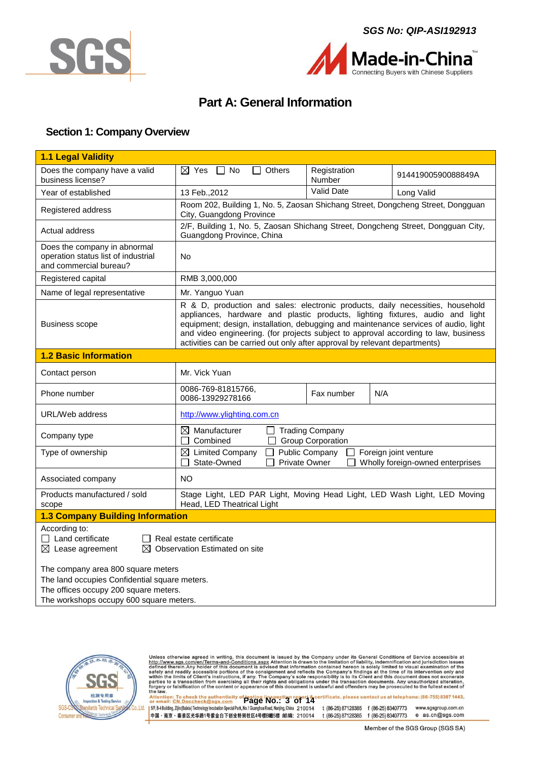SGS No: QIP-ASI192913

# Part A: General Information

## Section 1: Company Overview

| | | | |
|---|---|---|---|
| **1.1 Legal Validity** | | | |
| Does the company have a valid business license? | ☒ Yes ☐ No ☐ Others | Registration Number | 91441900590088849A |
| Year of established | 13 Feb.,2012 | Valid Date | Long Valid |
| Registered address | Room 202, Building 1, No. 5, Zaosan Shichang Street, Dongcheng Street, Dongguan City, Guangdong Province | | |
| Actual address | 2/F, Building 1, No. 5, Zaosan Shichang Street, Dongcheng Street, Dongguan City, Guangdong Province, China | | |
| Does the company in abnormal operation status list of industrial and commercial bureau? | No | | |
| Registered capital | RMB 3,000,000 | | |
| Name of legal representative | Mr. Yanguo Yuan | | |
| Business scope | R & D, production and sales: electronic products, daily necessities, household appliances, hardware and plastic products, lighting fixtures, audio and light equipment; design, installation, debugging and maintenance services of audio, light and video engineering. (for projects subject to approval according to law, business activities can be carried out only after approval by relevant departments) | | |
| **1.2 Basic Information** | | | |
| Contact person | Mr. Vick Yuan | | |
| Phone number | 0086-769-81815766, 0086-13929278166 | Fax number | N/A |
| URL/Web address | http://www.ylighting.com.cn | | |
| Company type | ☒ Manufacturer ☐ Trading Company ☐ Combined ☐ Group Corporation | | |
| Type of ownership | ☒ Limited Company ☐ Public Company ☐ Foreign joint venture ☐ State-Owned ☐ Private Owner ☐ Wholly foreign-owned enterprises | | |
| Associated company | NO | | |
| Products manufactured / sold scope | Stage Light, LED PAR Light, Moving Head Light, LED Wash Light, LED Moving Head, LED Theatrical Light | | |
| **1.3 Company Building Information** | | | |

According to:
☐ Land certificate ☐ Real estate certificate
☒ Lease agreement ☒ Observation Estimated on site

The company area 800 square meters
The land occupies Confidential square meters.
The offices occupy 200 square meters.
The workshops occupy 600 square meters.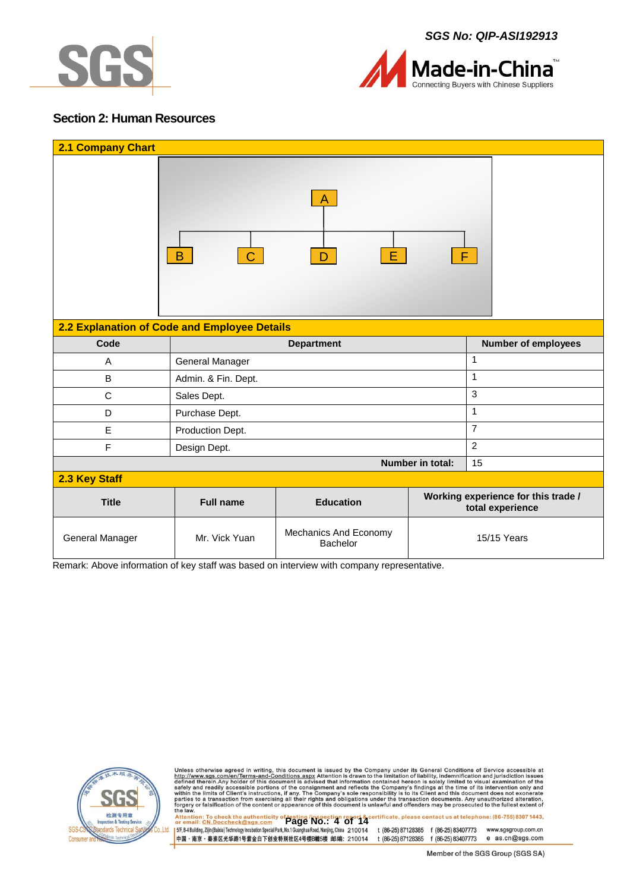## Section 2: Human Resources

### 2.1 Company Chart

A

B
C
D
E
F

### 2.2 Explanation of Code and Employee Details

| Code | Department | Number of employees |
|---|---|---|
| A | General Manager | 1 |
| B | Admin. & Fin. Dept. | 1 |
| C | Sales Dept. | 3 |
| D | Purchase Dept. | 1 |
| E | Production Dept. | 7 |
| F | Design Dept. | 2 |
| | **Number in total:** | 15 |

### 2.3 Key Staff

| Title | Full name | Education | Working experience for this trade / total experience |
|---|---|---|---|
| General Manager | Mr. Vick Yuan | Mechanics And Economy Bachelor | 15/15 Years |

Remark: Above information of key staff was based on interview with company representative.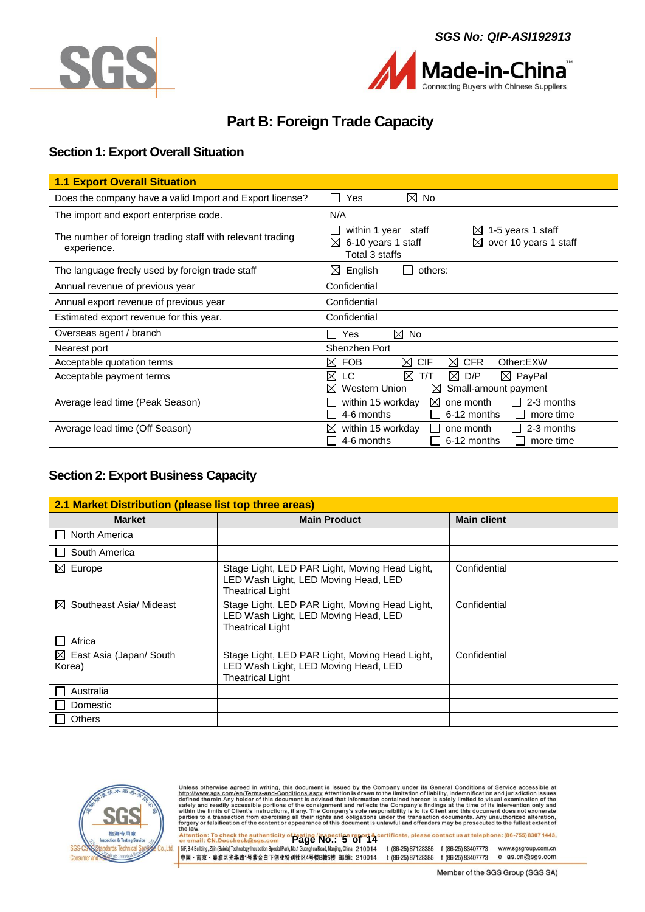# Part B: Foreign Trade Capacity

## Section 1: Export Overall Situation

| 1.1 Export Overall Situation | |
|---|---|
| Does the company have a valid Import and Export license? | ☐ Yes ☒ No |
| The import and export enterprise code. | N/A |
| The number of foreign trading staff with relevant trading experience. | ☐ within 1 year staff ☒ 1-5 years 1 staff ☒ 6-10 years 1 staff ☒ over 10 years 1 staff Total 3 staffs |
| The language freely used by foreign trade staff | ☒ English ☐ others: |
| Annual revenue of previous year | Confidential |
| Annual export revenue of previous year | Confidential |
| Estimated export revenue for this year. | Confidential |
| Overseas agent / branch | ☐ Yes ☒ No |
| Nearest port | Shenzhen Port |
| Acceptable quotation terms | ☒ FOB ☒ CIF ☒ CFR Other:EXW |
| Acceptable payment terms | ☒ LC ☒ T/T ☒ D/P ☒ PayPal ☒ Western Union ☒ Small-amount payment |
| Average lead time (Peak Season) | ☐ within 15 workday ☒ one month ☐ 2-3 months ☐ 4-6 months ☐ 6-12 months ☐ more time |
| Average lead time (Off Season) | ☒ within 15 workday ☐ one month ☐ 2-3 months ☐ 4-6 months ☐ 6-12 months ☐ more time |

## Section 2: Export Business Capacity

| 2.1 Market Distribution (please list top three areas) | | |
|---|---|---|
| **Market** | **Main Product** | **Main client** |
| ☐ North America | | |
| ☐ South America | | |
| ☒ Europe | Stage Light, LED PAR Light, Moving Head Light, LED Wash Light, LED Moving Head, LED Theatrical Light | Confidential |
| ☒ Southeast Asia/ Mideast | Stage Light, LED PAR Light, Moving Head Light, LED Wash Light, LED Moving Head, LED Theatrical Light | Confidential |
| ☐ Africa | | |
| ☒ East Asia (Japan/ South Korea) | Stage Light, LED PAR Light, Moving Head Light, LED Wash Light, LED Moving Head, LED Theatrical Light | Confidential |
| ☐ Australia | | |
| ☐ Domestic | | |
| ☐ Others | | |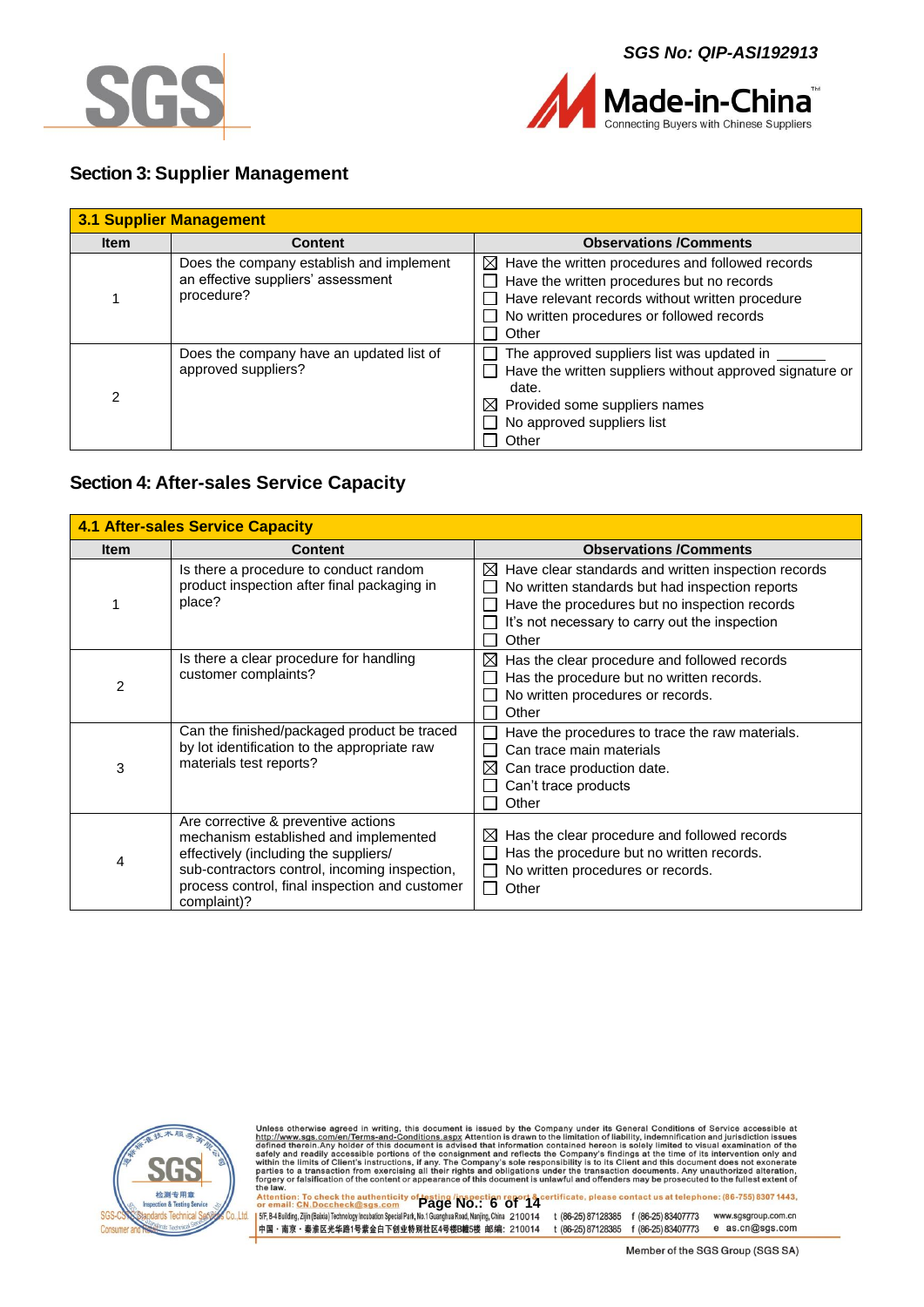## Section 3: Supplier Management

| 3.1 Supplier Management | | |
|---|---|---|
| **Item** | **Content** | **Observations /Comments** |
| 1 | Does the company establish and implement an effective suppliers' assessment procedure? | ☒ Have the written procedures and followed records<br>☐ Have the written procedures but no records<br>☐ Have relevant records without written procedure<br>☐ No written procedures or followed records<br>☐ Other |
| 2 | Does the company have an updated list of approved suppliers? | ☐ The approved suppliers list was updated in ______<br>☐ Have the written suppliers without approved signature or date.<br>☒ Provided some suppliers names<br>☐ No approved suppliers list<br>☐ Other |

## Section 4: After-sales Service Capacity

| 4.1 After-sales Service Capacity | | |
|---|---|---|
| **Item** | **Content** | **Observations /Comments** |
| 1 | Is there a procedure to conduct random product inspection after final packaging in place? | ☒ Have clear standards and written inspection records<br>☐ No written standards but had inspection reports<br>☐ Have the procedures but no inspection records<br>☐ It's not necessary to carry out the inspection<br>☐ Other |
| 2 | Is there a clear procedure for handling customer complaints? | ☒ Has the clear procedure and followed records<br>☐ Has the procedure but no written records.<br>☐ No written procedures or records.<br>☐ Other |
| 3 | Can the finished/packaged product be traced by lot identification to the appropriate raw materials test reports? | ☐ Have the procedures to trace the raw materials.<br>☐ Can trace main materials<br>☒ Can trace production date.<br>☐ Can't trace products<br>☐ Other |
| 4 | Are corrective & preventive actions mechanism established and implemented effectively (including the suppliers/ sub-contractors control, incoming inspection, process control, final inspection and customer complaint)? | ☒ Has the clear procedure and followed records<br>☐ Has the procedure but no written records.<br>☐ No written procedures or records.<br>☐ Other |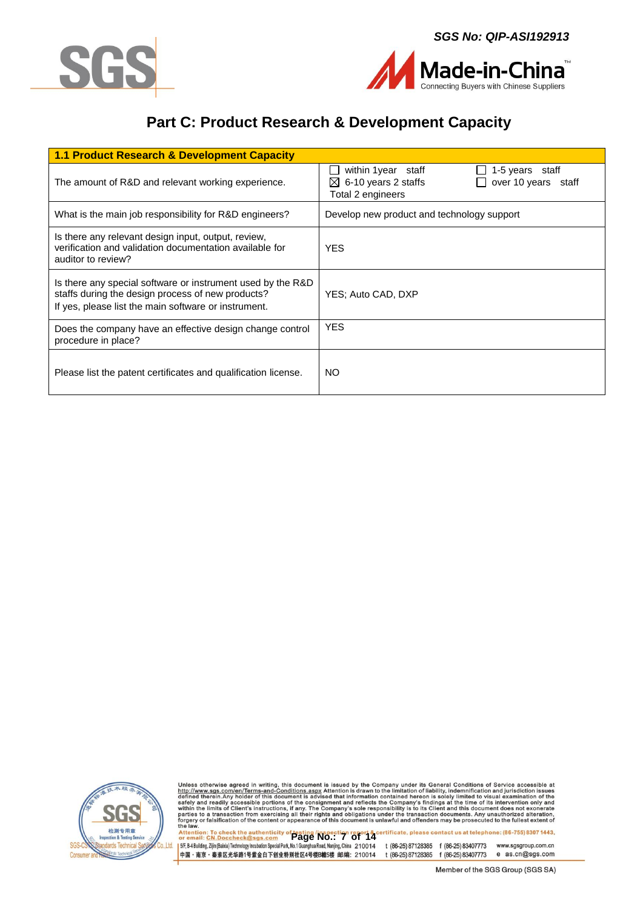# Part C: Product Research & Development Capacity

| 1.1 Product Research & Development Capacity | |
|---|---|
| The amount of R&D and relevant working experience. | ☐ within 1year staff ☐ 1-5 years staff ☒ 6-10 years 2 staffs ☐ over 10 years staff Total 2 engineers |
| What is the main job responsibility for R&D engineers? | Develop new product and technology support |
| Is there any relevant design input, output, review, verification and validation documentation available for auditor to review? | YES |
| Is there any special software or instrument used by the R&D staffs during the design process of new products? If yes, please list the main software or instrument. | YES; Auto CAD, DXP |
| Does the company have an effective design change control procedure in place? | YES |
| Please list the patent certificates and qualification license. | NO |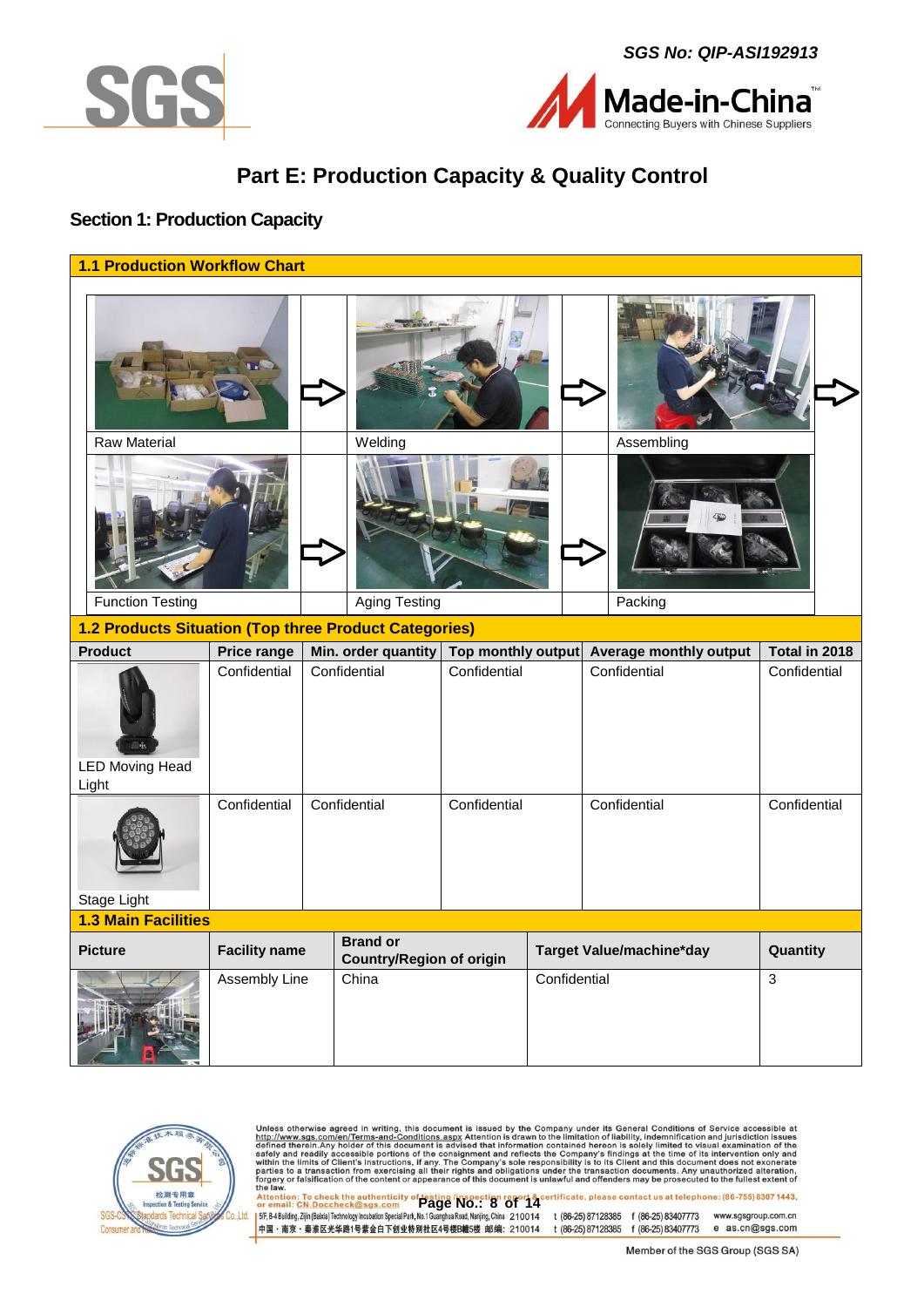# Part E: Production Capacity & Quality Control

## Section 1: Production Capacity

### 1.1 Production Workflow Chart

Raw Material ⇨ Welding ⇨ Assembling ⇨

Function Testing ⇨ Aging Testing ⇨ Packing

### 1.2 Products Situation (Top three Product Categories)

| Product | Price range | Min. order quantity | Top monthly output | Average monthly output | Total in 2018 |
|---|---|---|---|---|---|
| LED Moving Head Light | Confidential | Confidential | Confidential | Confidential | Confidential |
| Stage Light | Confidential | Confidential | Confidential | Confidential | Confidential |

### 1.3 Main Facilities

| Picture | Facility name | Brand or Country/Region of origin | Target Value/machine*day | Quantity |
|---|---|---|---|---|
| | Assembly Line | China | Confidential | 3 |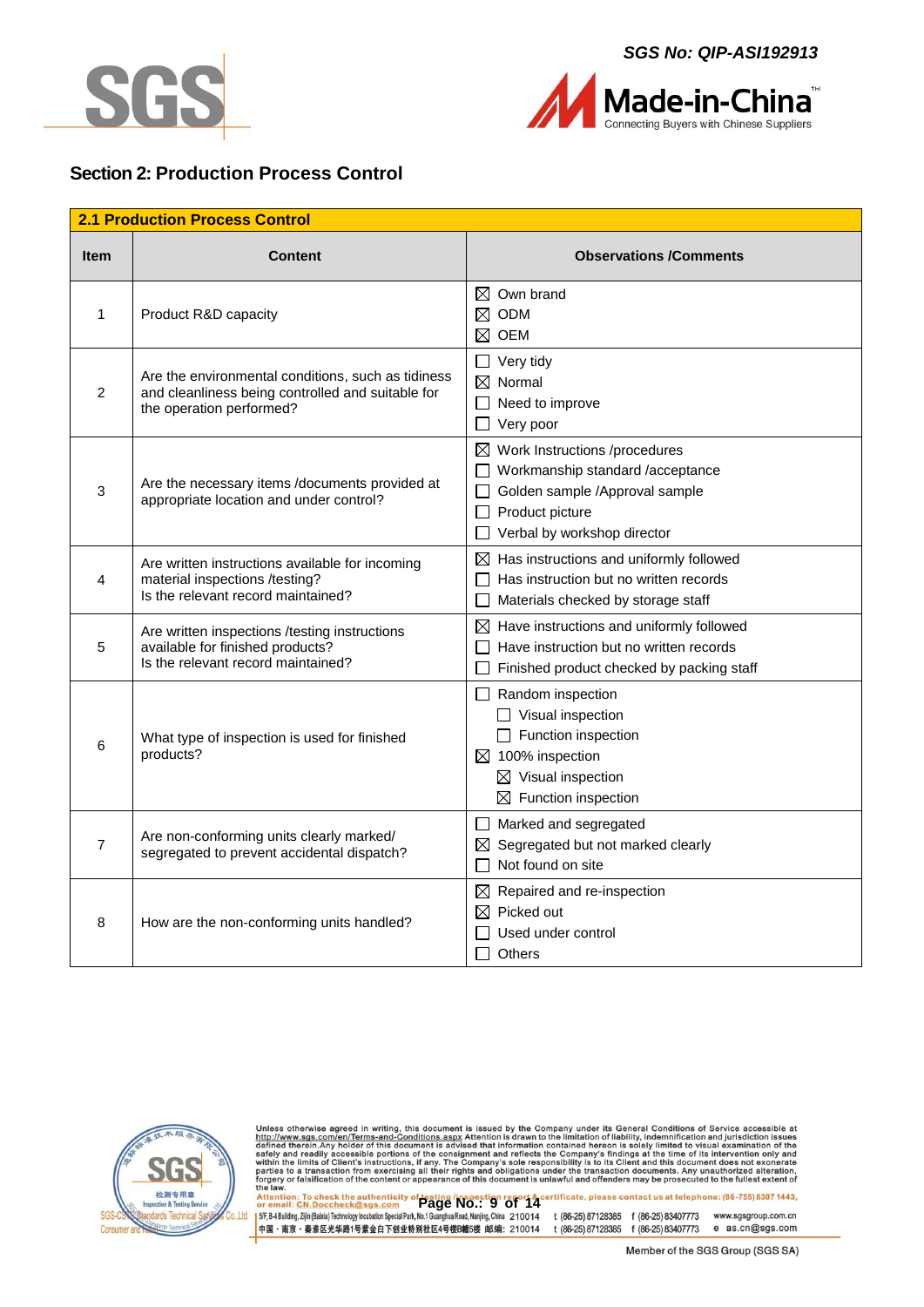## Section 2: Production Process Control

| 2.1 Production Process Control | | |
|---|---|---|
| **Item** | **Content** | **Observations /Comments** |
| 1 | Product R&D capacity | ☒ Own brand<br>☒ ODM<br>☒ OEM |
| 2 | Are the environmental conditions, such as tidiness and cleanliness being controlled and suitable for the operation performed? | ☐ Very tidy<br>☒ Normal<br>☐ Need to improve<br>☐ Very poor |
| 3 | Are the necessary items /documents provided at appropriate location and under control? | ☒ Work Instructions /procedures<br>☐ Workmanship standard /acceptance<br>☐ Golden sample /Approval sample<br>☐ Product picture<br>☐ Verbal by workshop director |
| 4 | Are written instructions available for incoming material inspections /testing?<br>Is the relevant record maintained? | ☒ Has instructions and uniformly followed<br>☐ Has instruction but no written records<br>☐ Materials checked by storage staff |
| 5 | Are written inspections /testing instructions available for finished products?<br>Is the relevant record maintained? | ☒ Have instructions and uniformly followed<br>☐ Have instruction but no written records<br>☐ Finished product checked by packing staff |
| 6 | What type of inspection is used for finished products? | ☐ Random inspection<br>☐ Visual inspection<br>☐ Function inspection<br>☒ 100% inspection<br>☒ Visual inspection<br>☒ Function inspection |
| 7 | Are non-conforming units clearly marked/ segregated to prevent accidental dispatch? | ☐ Marked and segregated<br>☒ Segregated but not marked clearly<br>☐ Not found on site |
| 8 | How are the non-conforming units handled? | ☒ Repaired and re-inspection<br>☒ Picked out<br>☐ Used under control<br>☐ Others |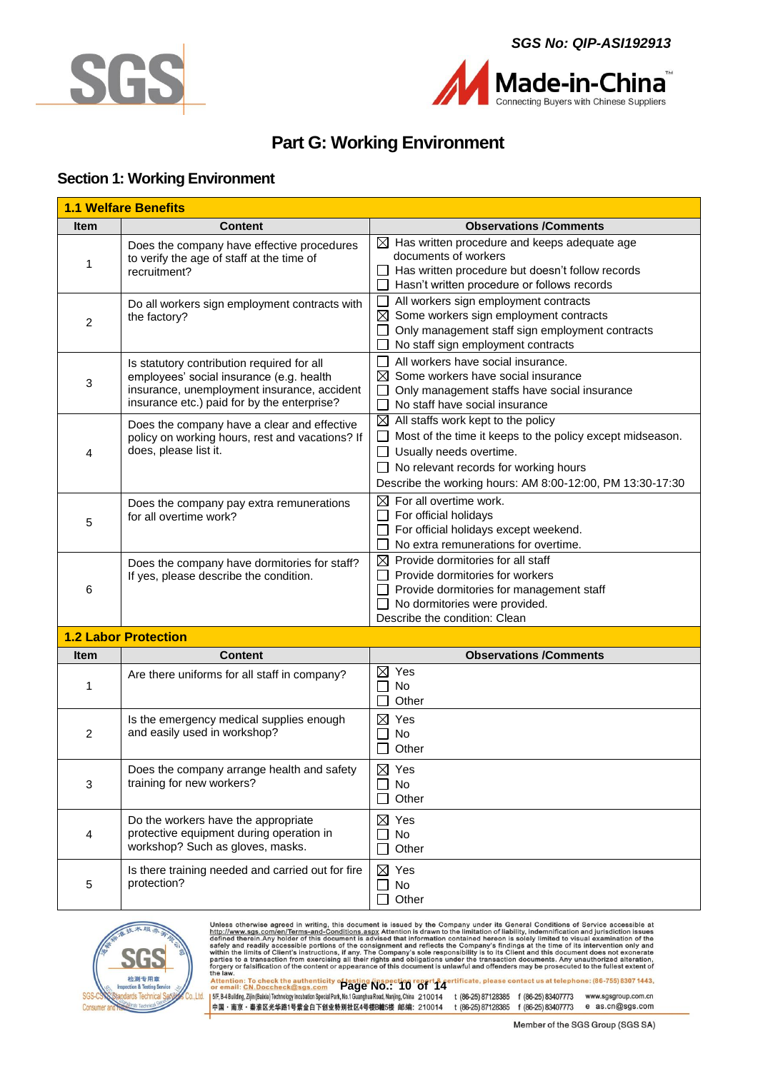SGS No: QIP-ASI192913

# Part G: Working Environment

## Section 1: Working Environment

| Item | Content | Observations /Comments |
|---|---|---|
| **1.1 Welfare Benefits** | | |
| 1 | Does the company have effective procedures to verify the age of staff at the time of recruitment? | ☒ Has written procedure and keeps adequate age documents of workers<br>☐ Has written procedure but doesn't follow records<br>☐ Hasn't written procedure or follows records |
| 2 | Do all workers sign employment contracts with the factory? | ☐ All workers sign employment contracts<br>☒ Some workers sign employment contracts<br>☐ Only management staff sign employment contracts<br>☐ No staff sign employment contracts |
| 3 | Is statutory contribution required for all employees' social insurance (e.g. health insurance, unemployment insurance, accident insurance etc.) paid for by the enterprise? | ☐ All workers have social insurance.<br>☒ Some workers have social insurance<br>☐ Only management staffs have social insurance<br>☐ No staff have social insurance |
| 4 | Does the company have a clear and effective policy on working hours, rest and vacations? If does, please list it. | ☒ All staffs work kept to the policy<br>☐ Most of the time it keeps to the policy except midseason.<br>☐ Usually needs overtime.<br>☐ No relevant records for working hours<br>Describe the working hours: AM 8:00-12:00, PM 13:30-17:30 |
| 5 | Does the company pay extra remunerations for all overtime work? | ☒ For all overtime work.<br>☐ For official holidays<br>☐ For official holidays except weekend.<br>☐ No extra remunerations for overtime. |
| 6 | Does the company have dormitories for staff? If yes, please describe the condition. | ☒ Provide dormitories for all staff<br>☐ Provide dormitories for workers<br>☐ Provide dormitories for management staff<br>☐ No dormitories were provided.<br>Describe the condition: Clean |
| **1.2 Labor Protection** | | |
| **Item** | **Content** | **Observations /Comments** |
| 1 | Are there uniforms for all staff in company? | ☒ Yes<br>☐ No<br>☐ Other |
| 2 | Is the emergency medical supplies enough and easily used in workshop? | ☒ Yes<br>☐ No<br>☐ Other |
| 3 | Does the company arrange health and safety training for new workers? | ☒ Yes<br>☐ No<br>☐ Other |
| 4 | Do the workers have the appropriate protective equipment during operation in workshop? Such as gloves, masks. | ☒ Yes<br>☐ No<br>☐ Other |
| 5 | Is there training needed and carried out for fire protection? | ☒ Yes<br>☐ No<br>☐ Other |

Unless otherwise agreed in writing, this document is issued by the Company under its General Conditions of Service accessible at http://www.sgs.com/en/Terms-and-Conditions.aspx Attention is drawn to the limitation of liability, indemnification and jurisdiction issues defined therein. Any holder of this document is advised that information contained hereon is solely limited to visual examination of the safely and readily accessible portions of the consignment and reflects the Company's findings at the time of its intervention only and within the limits of Client's instructions, if any. The Company's sole responsibility is to its Client and this document does not exonerate parties to a transaction from exercising all their rights and obligations under the transaction documents. Any unauthorized alteration, forgery or falsification of the content or appearance of this document is unlawful and offenders may be prosecuted to the fullest extent of the law.

Attention: To check the authenticity of testing /inspection report & certificate, please contact us at telephone: (86-755) 8307 1443, or email: CN.Doccheck@sgs.com

5/F, B-4 Building, Zijin (Baixia) Technology Incubation Special Park, No.1 Guanghua Road, Nanjing, China 210014 t (86-25) 87128385 f (86-25) 83407773 www.sgsgroup.com.cn

中国・南京・秦淮区光华路1号紫金白下创业特别社区4号楼B幢5楼 邮编: 210014 t (86-25) 87128385 f (86-25) 83407773 e as.cn@sgs.com

Member of the SGS Group (SGS SA)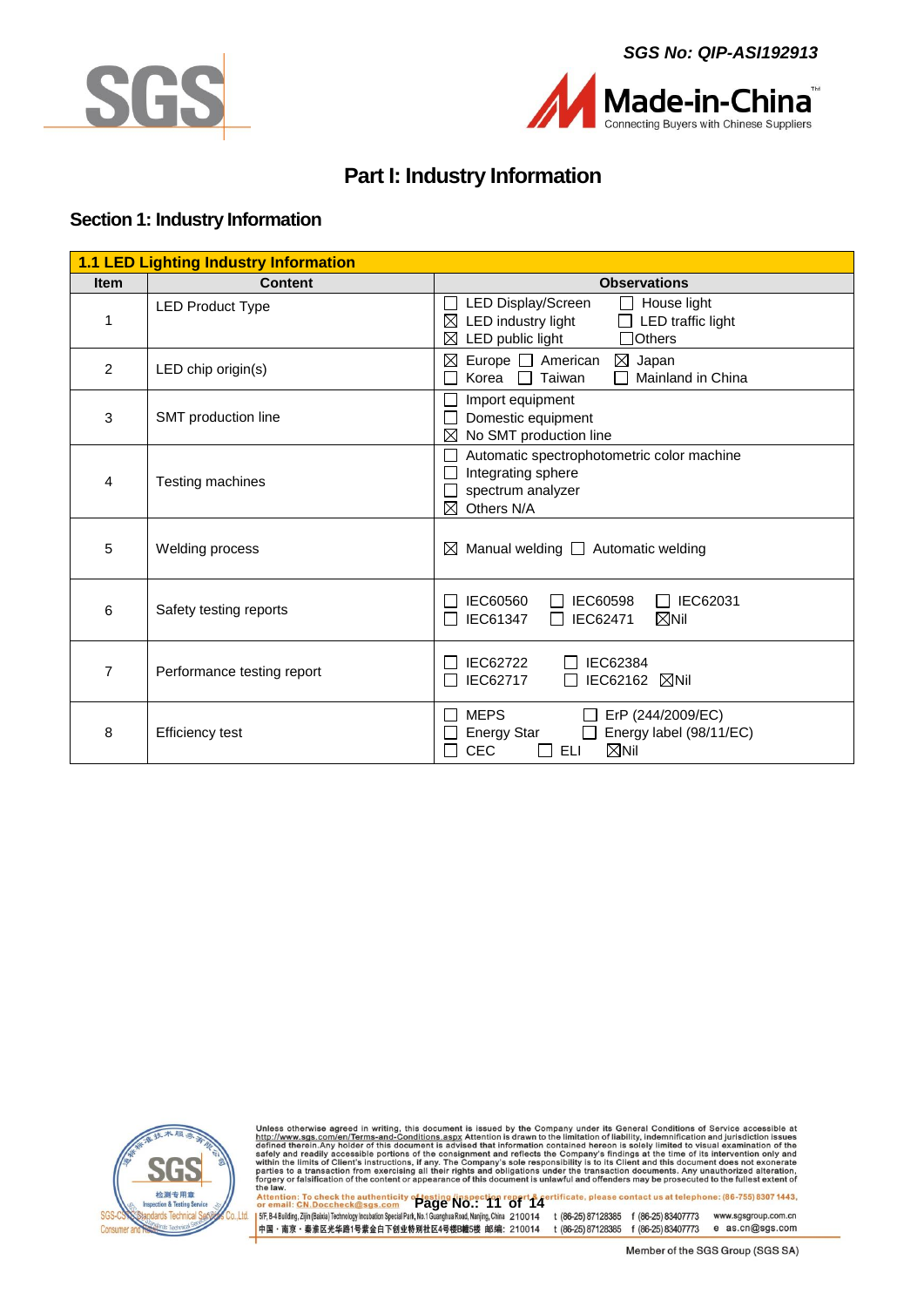# Part I: Industry Information

## Section 1: Industry Information

| **1.1 LED Lighting Industry Information** | | |
|---|---|---|
| **Item** | **Content** | **Observations** |
| 1 | LED Product Type | ☐ LED Display/Screen ☐ House light<br>☒ LED industry light ☐ LED traffic light<br>☒ LED public light ☐Others |
| 2 | LED chip origin(s) | ☒ Europe ☐ American ☒ Japan<br>☐ Korea ☐ Taiwan ☐ Mainland in China |
| 3 | SMT production line | ☐ Import equipment<br>☐ Domestic equipment<br>☒ No SMT production line |
| 4 | Testing machines | ☐ Automatic spectrophotometric color machine<br>☐ Integrating sphere<br>☐ spectrum analyzer<br>☒ Others N/A |
| 5 | Welding process | ☒ Manual welding ☐ Automatic welding |
| 6 | Safety testing reports | ☐ IEC60560 ☐ IEC60598 ☐ IEC62031<br>☐ IEC61347 ☐ IEC62471 ☒Nil |
| 7 | Performance testing report | ☐ IEC62722 ☐ IEC62384<br>☐ IEC62717 ☐ IEC62162 ☒Nil |
| 8 | Efficiency test | ☐ MEPS ☐ ErP (244/2009/EC)<br>☐ Energy Star ☐ Energy label (98/11/EC)<br>☐ CEC ☐ ELI ☒Nil |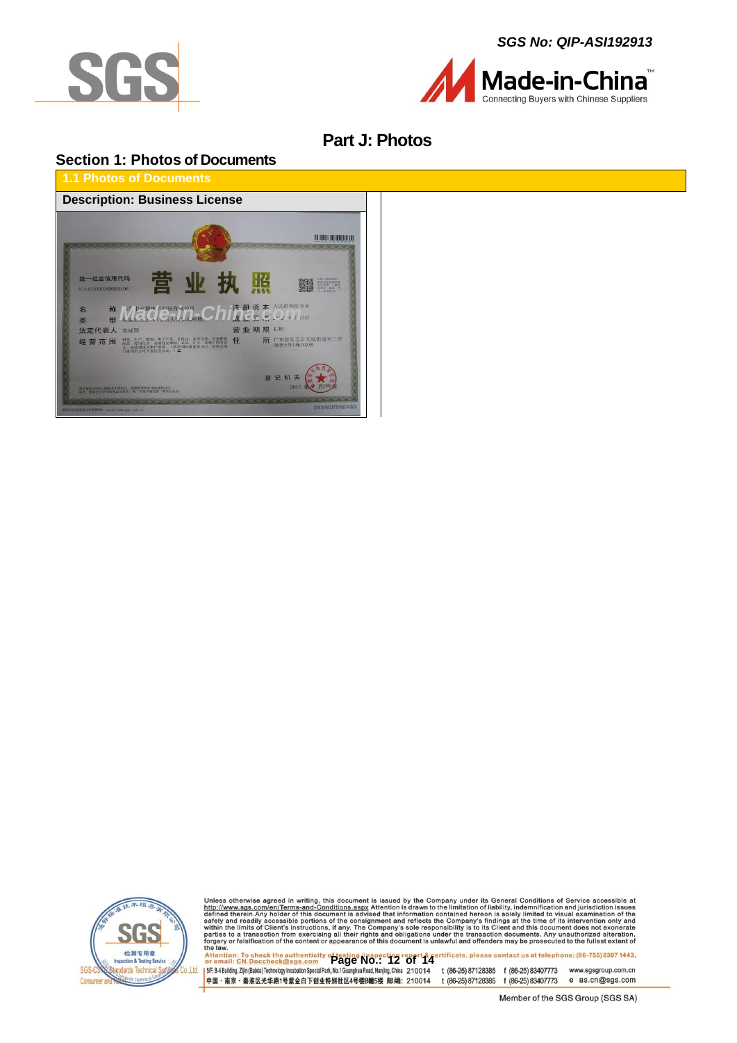## Part J: Photos

### Section 1: Photos of Documents

| 1.1 Photos of Documents | |
|---|---|
| **Description: Business License** | |

Unless otherwise agreed in writing, this document is issued by the Company under its General Conditions of Service accessible at http://www.sgs.com/en/Terms-and-Conditions.aspx Attention is drawn to the limitation of liability, indemnification and jurisdiction issues defined therein. Any holder of this document is advised that information contained hereon is solely limited to visual examination of the safely and readily accessible portions of the consignment and reflects the Company's findings at the time of its intervention only and within the limits of Client's instructions, if any. The Company's sole responsibility is to its Client and this document does not exonerate parties to a transaction from exercising all their rights and obligations under the transaction documents. Any unauthorized alteration, forgery or falsification of the content or appearance of this document is unlawful and offenders may be prosecuted to the fullest extent of the law.

Attention: To check the authenticity of testing/inspecting report & certificate, please contact us at telephone: (86-755) 8307 1443, or email: CN.Doccheck@sgs.com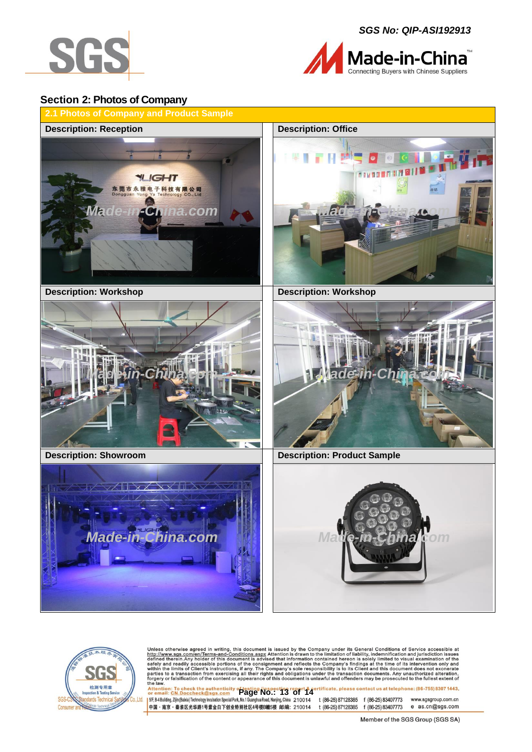## Section 2: Photos of Company

| 2.1 Photos of Company and Product Sample | |
|---|---|
| **Description: Reception** | **Description: Office** |
| **Description: Workshop** | **Description: Workshop** |
| **Description: Showroom** | **Description: Product Sample** |

Unless otherwise agreed in writing, this document is issued by the Company under its General Conditions of Service accessible at http://www.sgs.com/en/Terms-and-Conditions.aspx Attention is drawn to the limitation of liability, indemnification and jurisdiction issues defined therein.Any holder of this document is advised that information contained hereon is solely limited to visual examination of the safely and readily accessible portions of the consignment and reflects the Company's findings at the time of its intervention only and within the limits of Client's instructions, if any. The Company's sole responsibility is to its Client and this document does not exonerate parties to a transaction from exercising all their rights and obligations under the transaction documents. Any unauthorized alteration, forgery or falsification of the content or appearance of this document is unlawful and offenders may be prosecuted to the fullest extent of the law.

Attention: To check the authenticity of testing /inspection report & certificate, please contact us at telephone: (86-755) 8307 1443, or email: CN.Doccheck@sgs.com

SGS-CSTC Standards Technical Services Co.,Ltd. | 5/F, B-4 Building, Zijin (Baixia) Technology Incubation Special Park, No.1 Guanghua Road, Nanjing, China 210014 t (86-25) 87128385 f (86-25) 83407773 www.sgsgroup.com.cn
中国・南京・秦淮区光华路1号紫金白下创业特别社区4号楼B幢5楼 邮编: 210014 t (86-25) 87128385 f (86-25) 83407773 e as.cn@sgs.com

Member of the SGS Group (SGS SA)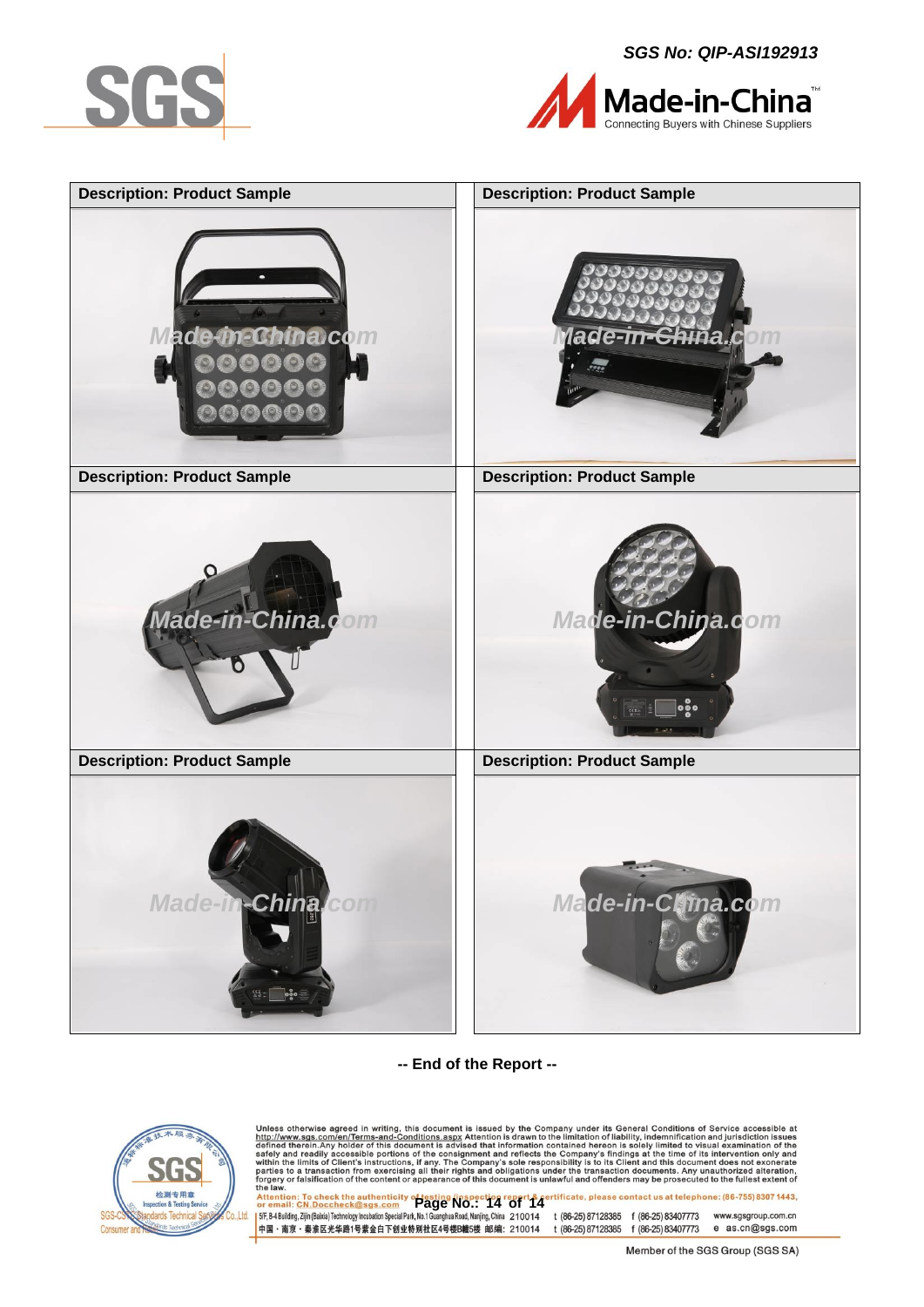SGS No: QIP-ASI192913

| Description: Product Sample | Description: Product Sample |
| --- | --- |
| Description: Product Sample | Description: Product Sample |
| Description: Product Sample | Description: Product Sample |

-- End of the Report --

Unless otherwise agreed in writing, this document is issued by the Company under its General Conditions of Service accessible at http://www.sgs.com/en/Terms-and-Conditions.aspx Attention is drawn to the limitation of liability, indemnification and jurisdiction issues defined therein. Any holder of this document is advised that information contained hereon is solely limited to visual examination of the safely and readily accessible portions of the consignment and reflects the Company's findings at the time of its intervention only and within the limits of Client's instructions, if any. The Company's sole responsibility is to its Client and this document does not exonerate parties to a transaction from exercising all their rights and obligations under the transaction documents. Any unauthorized alteration, forgery or falsification of the content or appearance of this document is unlawful and offenders may be prosecuted to the fullest extent of the law.

Attention: To check the authenticity of testing/inspection report & certificate, please contact us at telephone: (86-755) 8307 1443, or email: CN.Doccheck@sgs.com

SGS-CSTC Standards Technical Services Co.,Ltd. Consumer and Retail

5/F, B-4 Building, Zijin (Baixia) Technology Incubation Special Park, No.1 Guanghua Road, Nanjing, China 210014 t (86-25) 87128385 f (86-25) 83407773 www.sgsgroup.com.cn

中国・南京・秦淮区光华路1号紫金白下创业特别社区4号楼B幢5楼 邮编: 210014 t (86-25) 87128385 f (86-25) 83407773 e as.cn@sgs.com

Member of the SGS Group (SGS SA)